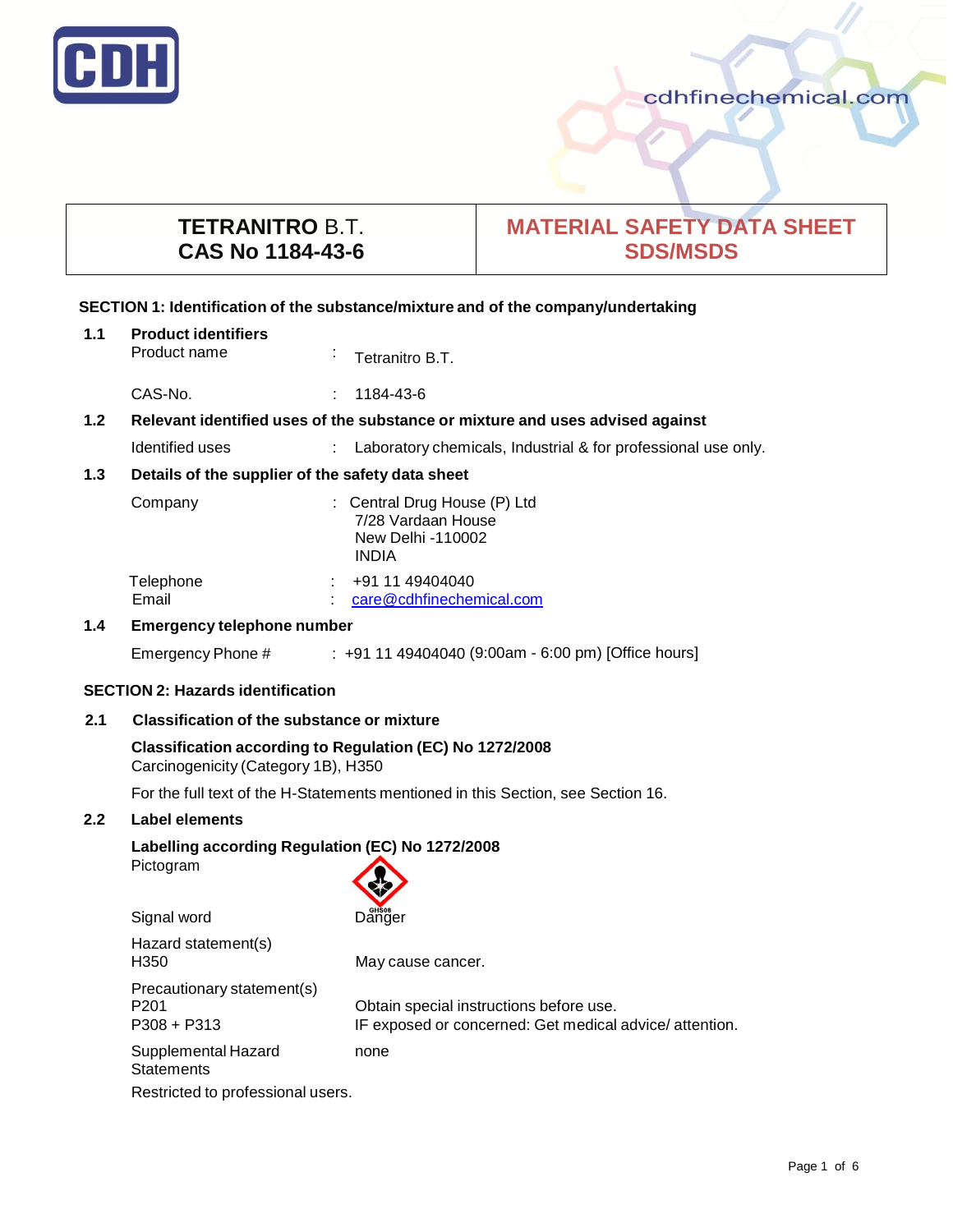# TETRANITRO B.T.
# CAS No 1184-43-6

## MATERIAL SAFETY DATA SHEET SDS/MSDS

### SECTION 1: Identification of the substance/mixture and of the company/undertaking

**1.1 Product identifiers**

Product name : Tetranitro B.T.

CAS-No. : 1184-43-6

**1.2 Relevant identified uses of the substance or mixture and uses advised against**

Identified uses : Laboratory chemicals, Industrial & for professional use only.

**1.3 Details of the supplier of the safety data sheet**

Company : Central Drug House (P) Ltd
7/28 Vardaan House
New Delhi -110002
INDIA

Telephone : +91 11 49404040
Email : care@cdhfinechemical.com

**1.4 Emergency telephone number**

Emergency Phone # : +91 11 49404040 (9:00am - 6:00 pm) [Office hours]

### SECTION 2: Hazards identification

**2.1 Classification of the substance or mixture**

**Classification according to Regulation (EC) No 1272/2008**
Carcinogenicity (Category 1B), H350

For the full text of the H-Statements mentioned in this Section, see Section 16.

**2.2 Label elements**

**Labelling according Regulation (EC) No 1272/2008**

Pictogram GHS08

Signal word Danger

Hazard statement(s)
H350 May cause cancer.

Precautionary statement(s)
P201 Obtain special instructions before use.
P308 + P313 IF exposed or concerned: Get medical advice/ attention.

Supplemental Hazard Statements none

Restricted to professional users.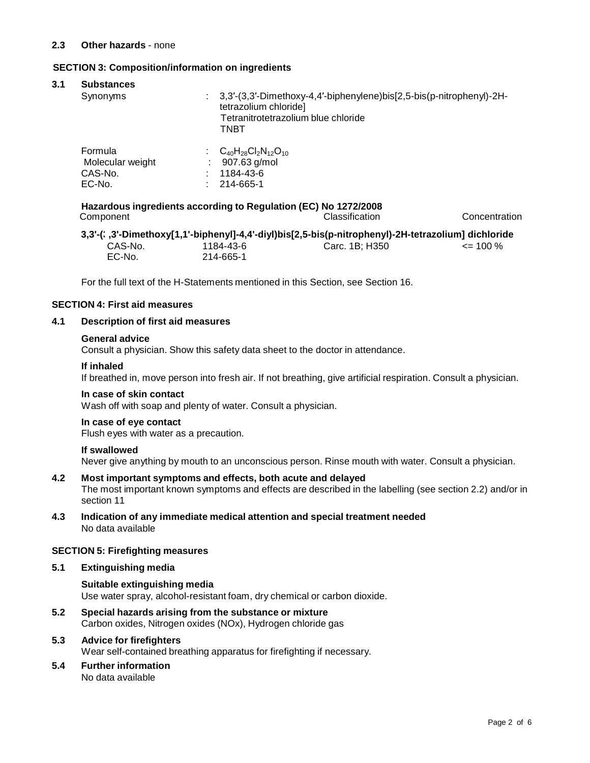**2.3 Other hazards** - none

## SECTION 3: Composition/information on ingredients

### 3.1 Substances

| | | |
|---|---|---|
| Synonyms | : | 3,3′-(3,3′-Dimethoxy-4,4′-biphenylene)bis[2,5-bis(p-nitrophenyl)-2H-tetrazolium chloride]<br>Tetranitrotetrazolium blue chloride<br>TNBT |
| Formula | : | $C_{40}H_{28}Cl_2N_{12}O_{10}$ |
| Molecular weight | : | 907.63 g/mol |
| CAS-No. | : | 1184-43-6 |
| EC-No. | : | 214-665-1 |

**Hazardous ingredients according to Regulation (EC) No 1272/2008**

| Component | | Classification | Concentration |
|---|---|---|---|
| **3,3'-(3,3'-Dimethoxy[1,1'-biphenyl]-4,4'-diyl)bis[2,5-bis(p-nitrophenyl)-2H-tetrazolium] dichloride** | | | |
| CAS-No. | 1184-43-6 | Carc. 1B; H350 | <= 100 % |
| EC-No. | 214-665-1 | | |

For the full text of the H-Statements mentioned in this Section, see Section 16.

## SECTION 4: First aid measures

### 4.1 Description of first aid measures

**General advice**
Consult a physician. Show this safety data sheet to the doctor in attendance.

**If inhaled**
If breathed in, move person into fresh air. If not breathing, give artificial respiration. Consult a physician.

**In case of skin contact**
Wash off with soap and plenty of water. Consult a physician.

**In case of eye contact**
Flush eyes with water as a precaution.

**If swallowed**
Never give anything by mouth to an unconscious person. Rinse mouth with water. Consult a physician.

### 4.2 Most important symptoms and effects, both acute and delayed

The most important known symptoms and effects are described in the labelling (see section 2.2) and/or in section 11

### 4.3 Indication of any immediate medical attention and special treatment needed

No data available

## SECTION 5: Firefighting measures

### 5.1 Extinguishing media

**Suitable extinguishing media**
Use water spray, alcohol-resistant foam, dry chemical or carbon dioxide.

### 5.2 Special hazards arising from the substance or mixture

Carbon oxides, Nitrogen oxides (NOx), Hydrogen chloride gas

### 5.3 Advice for firefighters

Wear self-contained breathing apparatus for firefighting if necessary.

### 5.4 Further information

No data available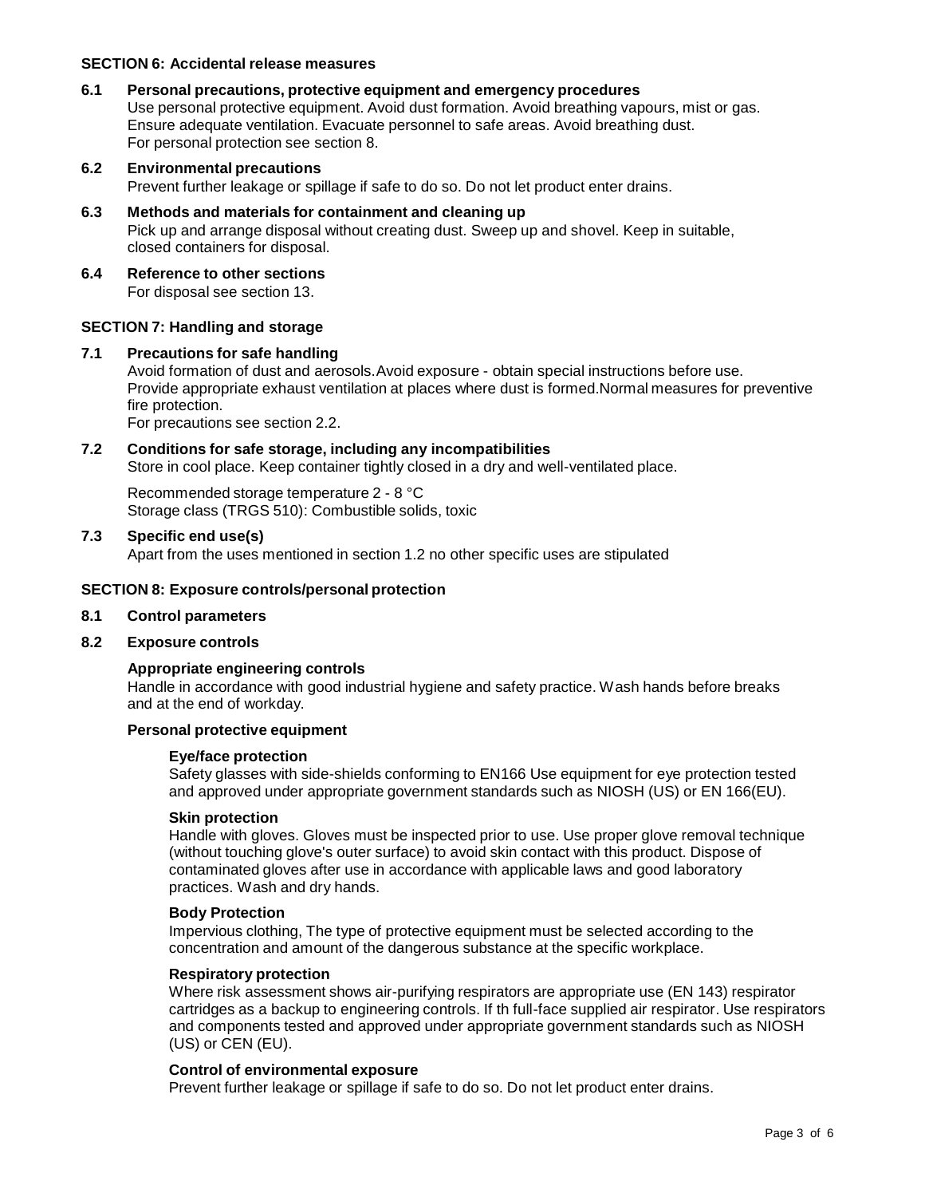## SECTION 6: Accidental release measures

### 6.1 Personal precautions, protective equipment and emergency procedures

Use personal protective equipment. Avoid dust formation. Avoid breathing vapours, mist or gas. Ensure adequate ventilation. Evacuate personnel to safe areas. Avoid breathing dust. For personal protection see section 8.

### 6.2 Environmental precautions

Prevent further leakage or spillage if safe to do so. Do not let product enter drains.

### 6.3 Methods and materials for containment and cleaning up

Pick up and arrange disposal without creating dust. Sweep up and shovel. Keep in suitable, closed containers for disposal.

### 6.4 Reference to other sections

For disposal see section 13.

## SECTION 7: Handling and storage

### 7.1 Precautions for safe handling

Avoid formation of dust and aerosols.Avoid exposure - obtain special instructions before use. Provide appropriate exhaust ventilation at places where dust is formed.Normal measures for preventive fire protection.
For precautions see section 2.2.

### 7.2 Conditions for safe storage, including any incompatibilities

Store in cool place. Keep container tightly closed in a dry and well-ventilated place.

Recommended storage temperature 2 - 8 °C
Storage class (TRGS 510): Combustible solids, toxic

### 7.3 Specific end use(s)

Apart from the uses mentioned in section 1.2 no other specific uses are stipulated

## SECTION 8: Exposure controls/personal protection

### 8.1 Control parameters

### 8.2 Exposure controls

**Appropriate engineering controls**

Handle in accordance with good industrial hygiene and safety practice. Wash hands before breaks and at the end of workday.

**Personal protective equipment**

**Eye/face protection**

Safety glasses with side-shields conforming to EN166 Use equipment for eye protection tested and approved under appropriate government standards such as NIOSH (US) or EN 166(EU).

**Skin protection**

Handle with gloves. Gloves must be inspected prior to use. Use proper glove removal technique (without touching glove's outer surface) to avoid skin contact with this product. Dispose of contaminated gloves after use in accordance with applicable laws and good laboratory practices. Wash and dry hands.

**Body Protection**

Impervious clothing, The type of protective equipment must be selected according to the concentration and amount of the dangerous substance at the specific workplace.

**Respiratory protection**

Where risk assessment shows air-purifying respirators are appropriate use (EN 143) respirator cartridges as a backup to engineering controls. If th full-face supplied air respirator. Use respirators and components tested and approved under appropriate government standards such as NIOSH (US) or CEN (EU).

**Control of environmental exposure**

Prevent further leakage or spillage if safe to do so. Do not let product enter drains.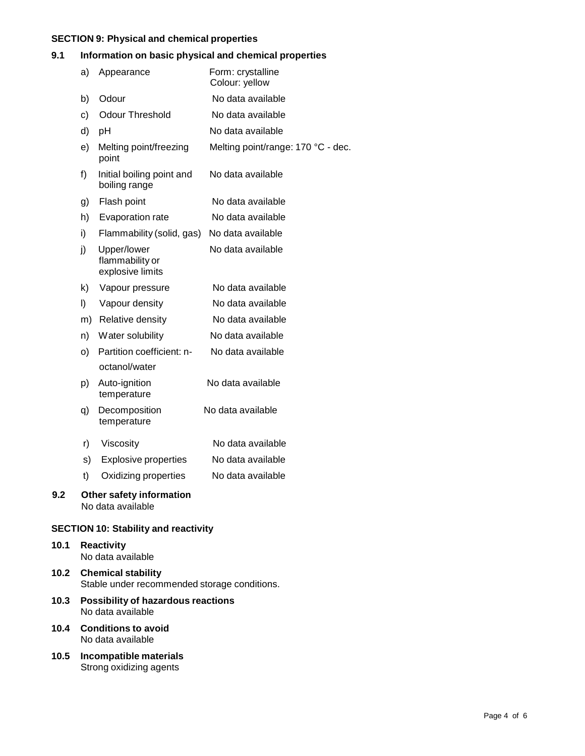## SECTION 9: Physical and chemical properties

### 9.1 Information on basic physical and chemical properties

| | Property | Value |
|---|---|---|
| a) | Appearance | Form: crystalline<br>Colour: yellow |
| b) | Odour | No data available |
| c) | Odour Threshold | No data available |
| d) | pH | No data available |
| e) | Melting point/freezing point | Melting point/range: 170 °C - dec. |
| f) | Initial boiling point and boiling range | No data available |
| g) | Flash point | No data available |
| h) | Evaporation rate | No data available |
| i) | Flammability (solid, gas) | No data available |
| j) | Upper/lower flammability or explosive limits | No data available |
| k) | Vapour pressure | No data available |
| l) | Vapour density | No data available |
| m) | Relative density | No data available |
| n) | Water solubility | No data available |
| o) | Partition coefficient: n-octanol/water | No data available |
| p) | Auto-ignition temperature | No data available |
| q) | Decomposition temperature | No data available |
| r) | Viscosity | No data available |
| s) | Explosive properties | No data available |
| t) | Oxidizing properties | No data available |

### 9.2 Other safety information

No data available

## SECTION 10: Stability and reactivity

### 10.1 Reactivity

No data available

### 10.2 Chemical stability

Stable under recommended storage conditions.

### 10.3 Possibility of hazardous reactions

No data available

### 10.4 Conditions to avoid

No data available

### 10.5 Incompatible materials

Strong oxidizing agents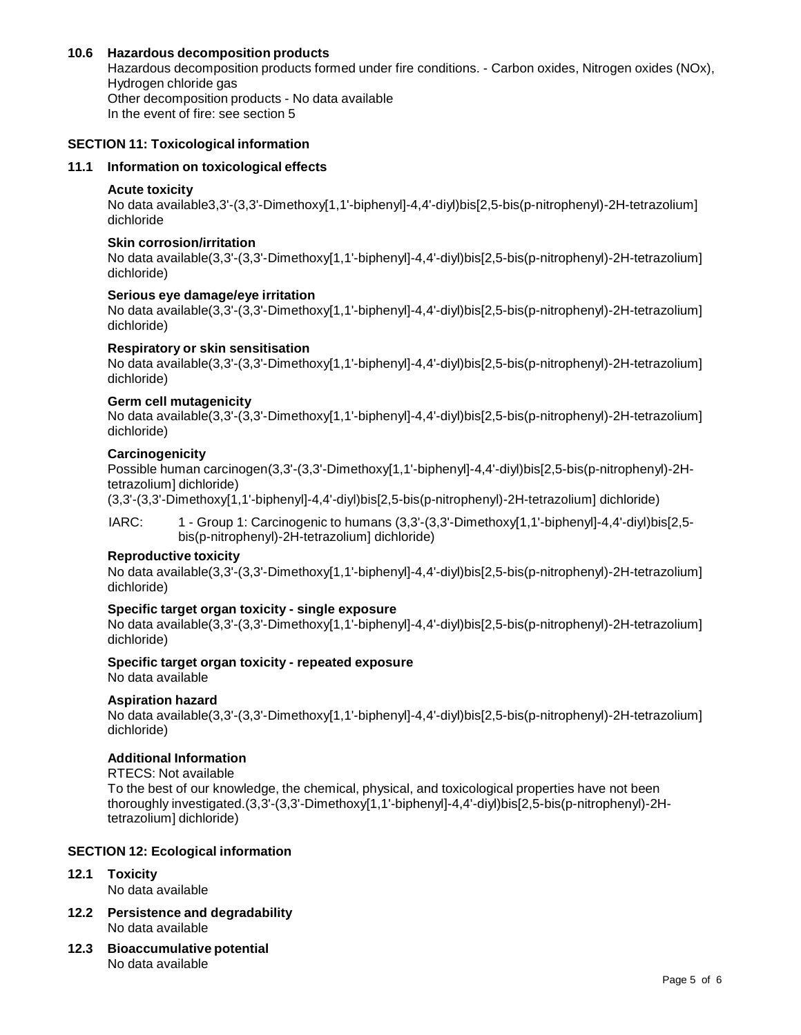## 10.6 Hazardous decomposition products

Hazardous decomposition products formed under fire conditions. - Carbon oxides, Nitrogen oxides (NOx), Hydrogen chloride gas
Other decomposition products - No data available
In the event of fire: see section 5

## SECTION 11: Toxicological information

### 11.1 Information on toxicological effects

**Acute toxicity**
No data available3,3'-(3,3'-Dimethoxy[1,1'-biphenyl]-4,4'-diyl)bis[2,5-bis(p-nitrophenyl)-2H-tetrazolium] dichloride

**Skin corrosion/irritation**
No data available(3,3'-(3,3'-Dimethoxy[1,1'-biphenyl]-4,4'-diyl)bis[2,5-bis(p-nitrophenyl)-2H-tetrazolium] dichloride)

**Serious eye damage/eye irritation**
No data available(3,3'-(3,3'-Dimethoxy[1,1'-biphenyl]-4,4'-diyl)bis[2,5-bis(p-nitrophenyl)-2H-tetrazolium] dichloride)

**Respiratory or skin sensitisation**
No data available(3,3'-(3,3'-Dimethoxy[1,1'-biphenyl]-4,4'-diyl)bis[2,5-bis(p-nitrophenyl)-2H-tetrazolium] dichloride)

**Germ cell mutagenicity**
No data available(3,3'-(3,3'-Dimethoxy[1,1'-biphenyl]-4,4'-diyl)bis[2,5-bis(p-nitrophenyl)-2H-tetrazolium] dichloride)

**Carcinogenicity**
Possible human carcinogen(3,3'-(3,3'-Dimethoxy[1,1'-biphenyl]-4,4'-diyl)bis[2,5-bis(p-nitrophenyl)-2H-tetrazolium] dichloride)
(3,3'-(3,3'-Dimethoxy[1,1'-biphenyl]-4,4'-diyl)bis[2,5-bis(p-nitrophenyl)-2H-tetrazolium] dichloride)

IARC: 1 - Group 1: Carcinogenic to humans (3,3'-(3,3'-Dimethoxy[1,1'-biphenyl]-4,4'-diyl)bis[2,5-bis(p-nitrophenyl)-2H-tetrazolium] dichloride)

**Reproductive toxicity**
No data available(3,3'-(3,3'-Dimethoxy[1,1'-biphenyl]-4,4'-diyl)bis[2,5-bis(p-nitrophenyl)-2H-tetrazolium] dichloride)

**Specific target organ toxicity - single exposure**
No data available(3,3'-(3,3'-Dimethoxy[1,1'-biphenyl]-4,4'-diyl)bis[2,5-bis(p-nitrophenyl)-2H-tetrazolium] dichloride)

**Specific target organ toxicity - repeated exposure**
No data available

**Aspiration hazard**
No data available(3,3'-(3,3'-Dimethoxy[1,1'-biphenyl]-4,4'-diyl)bis[2,5-bis(p-nitrophenyl)-2H-tetrazolium] dichloride)

**Additional Information**
RTECS: Not available
To the best of our knowledge, the chemical, physical, and toxicological properties have not been thoroughly investigated.(3,3'-(3,3'-Dimethoxy[1,1'-biphenyl]-4,4'-diyl)bis[2,5-bis(p-nitrophenyl)-2H-tetrazolium] dichloride)

## SECTION 12: Ecological information

### 12.1 Toxicity
No data available

### 12.2 Persistence and degradability
No data available

### 12.3 Bioaccumulative potential
No data available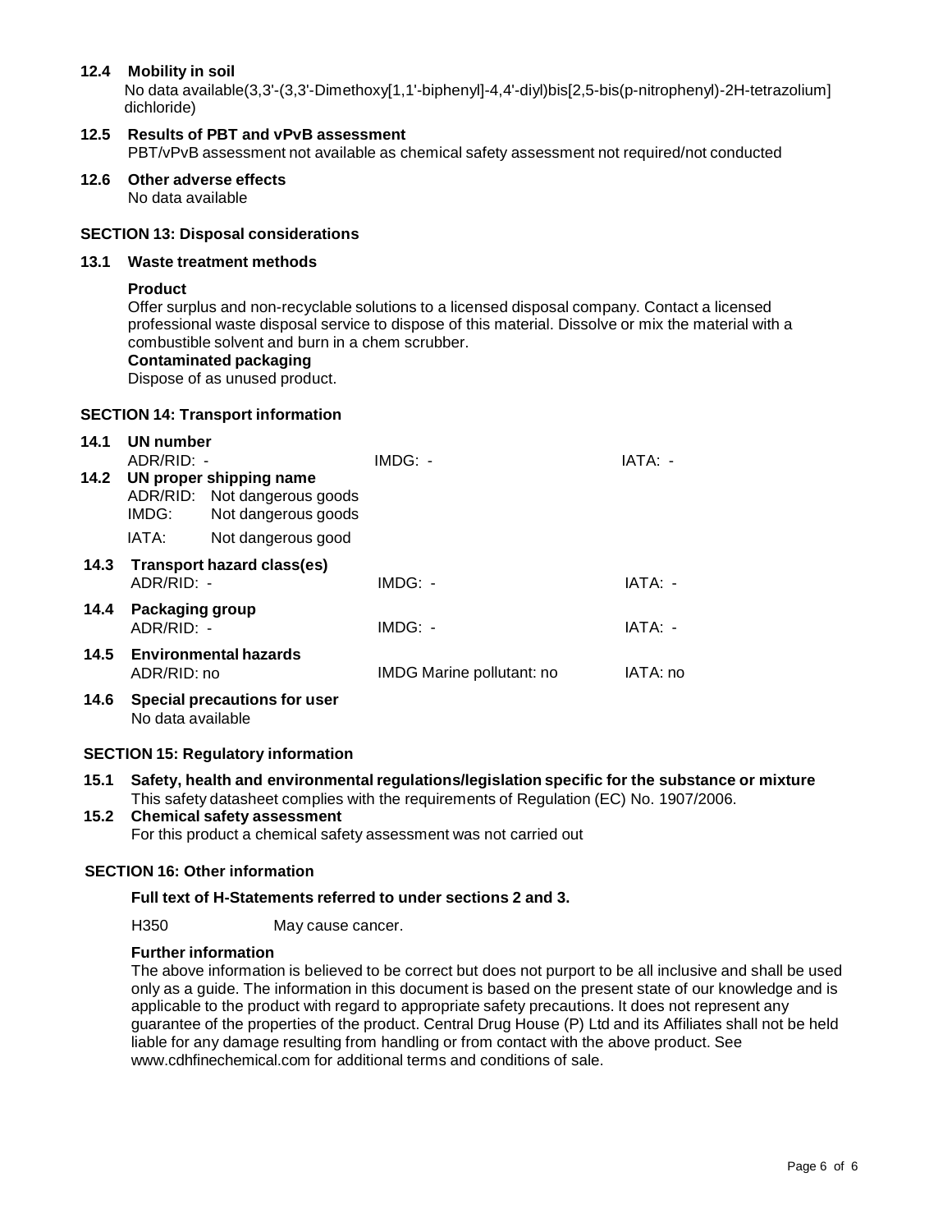### 12.4 Mobility in soil

No data available(3,3'-(3,3'-Dimethoxy[1,1'-biphenyl]-4,4'-diyl)bis[2,5-bis(p-nitrophenyl)-2H-tetrazolium] dichloride)

### 12.5 Results of PBT and vPvB assessment

PBT/vPvB assessment not available as chemical safety assessment not required/not conducted

### 12.6 Other adverse effects

No data available

## SECTION 13: Disposal considerations

### 13.1 Waste treatment methods

**Product**

Offer surplus and non-recyclable solutions to a licensed disposal company. Contact a licensed professional waste disposal service to dispose of this material. Dissolve or mix the material with a combustible solvent and burn in a chem scrubber.

**Contaminated packaging**

Dispose of as unused product.

## SECTION 14: Transport information

### 14.1 UN number

| | | |
|---|---|---|
| ADR/RID: - | IMDG: - | IATA: - |

### 14.2 UN proper shipping name

ADR/RID: Not dangerous goods
IMDG: Not dangerous goods
IATA: Not dangerous good

### 14.3 Transport hazard class(es)

| | | |
|---|---|---|
| ADR/RID: - | IMDG: - | IATA: - |

### 14.4 Packaging group

| | | |
|---|---|---|
| ADR/RID: - | IMDG: - | IATA: - |

### 14.5 Environmental hazards

| | | |
|---|---|---|
| ADR/RID: no | IMDG Marine pollutant: no | IATA: no |

### 14.6 Special precautions for user

No data available

## SECTION 15: Regulatory information

### 15.1 Safety, health and environmental regulations/legislation specific for the substance or mixture

This safety datasheet complies with the requirements of Regulation (EC) No. 1907/2006.

### 15.2 Chemical safety assessment

For this product a chemical safety assessment was not carried out

## SECTION 16: Other information

**Full text of H-Statements referred to under sections 2 and 3.**

H350 May cause cancer.

**Further information**

The above information is believed to be correct but does not purport to be all inclusive and shall be used only as a guide. The information in this document is based on the present state of our knowledge and is applicable to the product with regard to appropriate safety precautions. It does not represent any guarantee of the properties of the product. Central Drug House (P) Ltd and its Affiliates shall not be held liable for any damage resulting from handling or from contact with the above product. See www.cdhfinechemical.com for additional terms and conditions of sale.